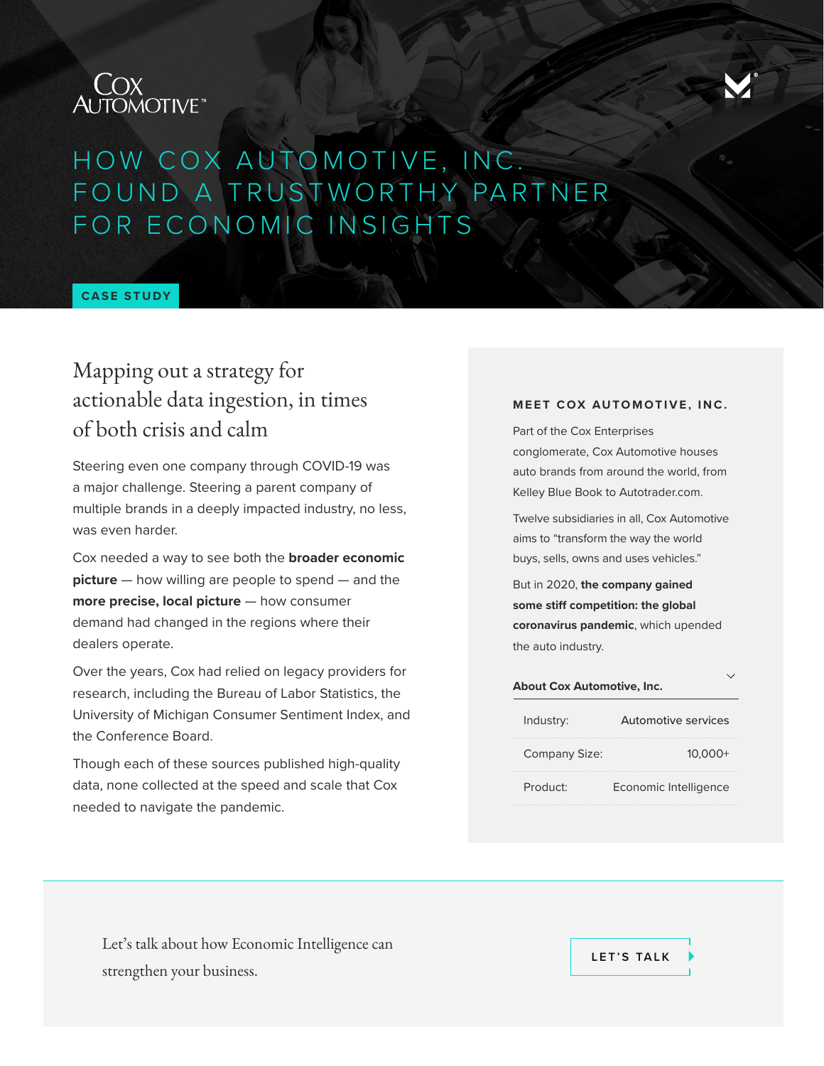Cox Automotive™

# HOW COX AUTOMOTIVE, INC. FOUND A TRUSTWORTHY PARTNER FOR ECONOMIC INSIGHTS

CASE STUDY

## Mapping out a strategy for actionable data ingestion, in times of both crisis and calm

Steering even one company through COVID-19 was a major challenge. Steering a parent company of multiple brands in a deeply impacted industry, no less, was even harder.

Cox needed a way to see both the **broader economic picture** — how willing are people to spend — and the **more precise, local picture** — how consumer demand had changed in the regions where their dealers operate.

Over the years, Cox had relied on legacy providers for research, including the Bureau of Labor Statistics, the University of Michigan Consumer Sentiment Index, and the Conference Board.

Though each of these sources published high-quality data, none collected at the speed and scale that Cox needed to navigate the pandemic.

### MEET COX AUTOMOTIVE, INC.

Part of the Cox Enterprises conglomerate, Cox Automotive houses auto brands from around the world, from Kelley Blue Book to Autotrader.com.

Twelve subsidiaries in all, Cox Automotive aims to "transform the way the world buys, sells, owns and uses vehicles."

But in 2020, **the company gained some stiff competition: the global coronavirus pandemic**, which upended the auto industry.

**About Cox Automotive, Inc.**

| | |
|---|---|
| Industry: | Automotive services |
| Company Size: | 10,000+ |
| Product: | Economic Intelligence |

Let's talk about how Economic Intelligence can strengthen your business.

LET'S TALK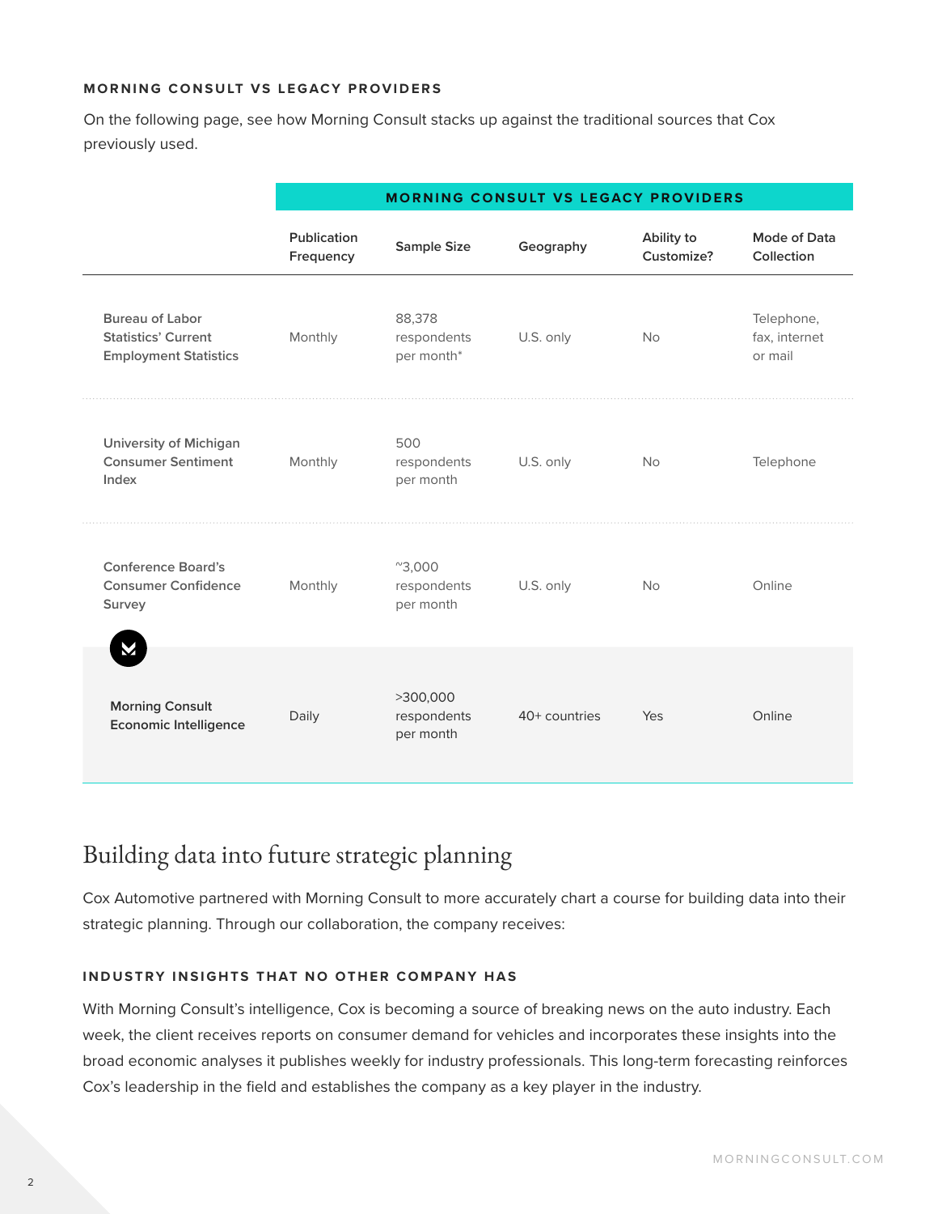### MORNING CONSULT VS LEGACY PROVIDERS

On the following page, see how Morning Consult stacks up against the traditional sources that Cox previously used.

| MORNING CONSULT VS LEGACY PROVIDERS | | | | | |
|---|---|---|---|---|---|
| | Publication Frequency | Sample Size | Geography | Ability to Customize? | Mode of Data Collection |
| Bureau of Labor Statistics' Current Employment Statistics | Monthly | 88,378 respondents per month* | U.S. only | No | Telephone, fax, internet or mail |
| University of Michigan Consumer Sentiment Index | Monthly | 500 respondents per month | U.S. only | No | Telephone |
| Conference Board's Consumer Confidence Survey | Monthly | ~3,000 respondents per month | U.S. only | No | Online |
| **Morning Consult Economic Intelligence** | Daily | >300,000 respondents per month | 40+ countries | Yes | Online |

## Building data into future strategic planning

Cox Automotive partnered with Morning Consult to more accurately chart a course for building data into their strategic planning. Through our collaboration, the company receives:

### INDUSTRY INSIGHTS THAT NO OTHER COMPANY HAS

With Morning Consult's intelligence, Cox is becoming a source of breaking news on the auto industry. Each week, the client receives reports on consumer demand for vehicles and incorporates these insights into the broad economic analyses it publishes weekly for industry professionals. This long-term forecasting reinforces Cox's leadership in the field and establishes the company as a key player in the industry.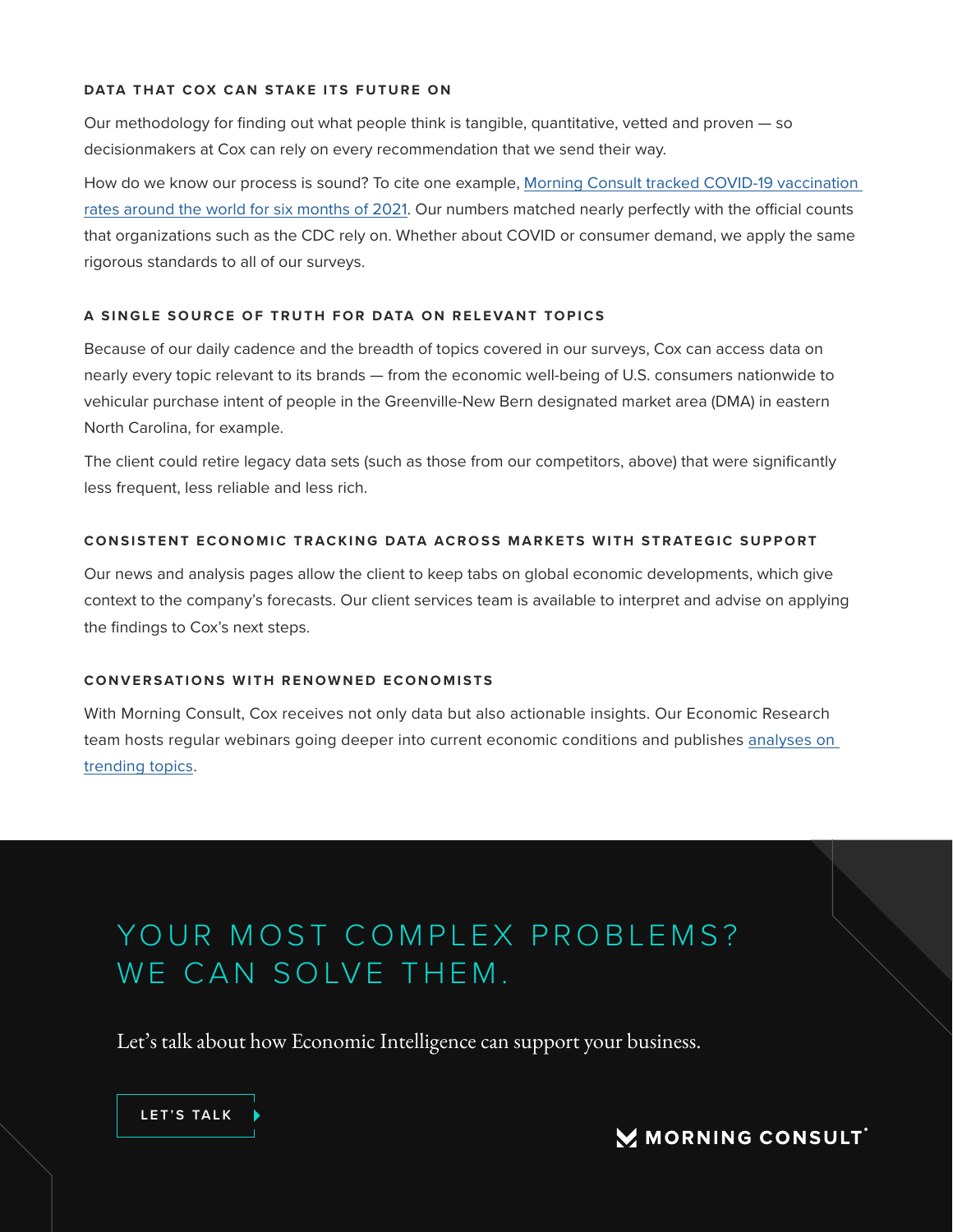### DATA THAT COX CAN STAKE ITS FUTURE ON

Our methodology for finding out what people think is tangible, quantitative, vetted and proven — so decisionmakers at Cox can rely on every recommendation that we send their way.

How do we know our process is sound? To cite one example, Morning Consult tracked COVID-19 vaccination rates around the world for six months of 2021. Our numbers matched nearly perfectly with the official counts that organizations such as the CDC rely on. Whether about COVID or consumer demand, we apply the same rigorous standards to all of our surveys.

### A SINGLE SOURCE OF TRUTH FOR DATA ON RELEVANT TOPICS

Because of our daily cadence and the breadth of topics covered in our surveys, Cox can access data on nearly every topic relevant to its brands — from the economic well-being of U.S. consumers nationwide to vehicular purchase intent of people in the Greenville-New Bern designated market area (DMA) in eastern North Carolina, for example.

The client could retire legacy data sets (such as those from our competitors, above) that were significantly less frequent, less reliable and less rich.

### CONSISTENT ECONOMIC TRACKING DATA ACROSS MARKETS WITH STRATEGIC SUPPORT

Our news and analysis pages allow the client to keep tabs on global economic developments, which give context to the company's forecasts. Our client services team is available to interpret and advise on applying the findings to Cox's next steps.

### CONVERSATIONS WITH RENOWNED ECONOMISTS

With Morning Consult, Cox receives not only data but also actionable insights. Our Economic Research team hosts regular webinars going deeper into current economic conditions and publishes analyses on trending topics.

## YOUR MOST COMPLEX PROBLEMS? WE CAN SOLVE THEM.

Let's talk about how Economic Intelligence can support your business.

LET'S TALK

MORNING CONSULT